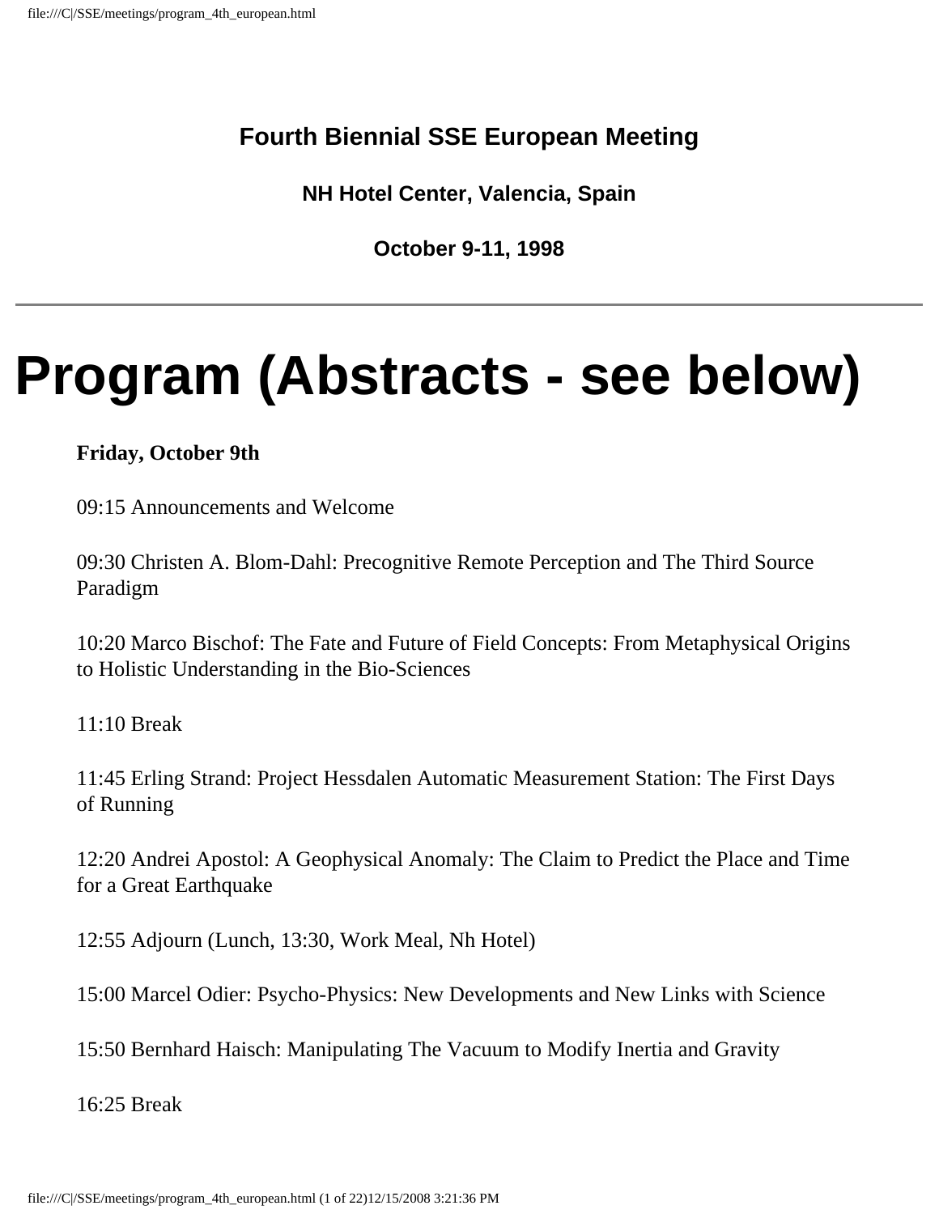**Fourth Biennial SSE European Meeting**

**NH Hotel Center, Valencia, Spain**

**October 9-11, 1998**

---

# Program (Abstracts - see below)

**Friday, October 9th**

09:15 Announcements and Welcome

09:30 Christen A. Blom-Dahl: Precognitive Remote Perception and The Third Source Paradigm

10:20 Marco Bischof: The Fate and Future of Field Concepts: From Metaphysical Origins to Holistic Understanding in the Bio-Sciences

11:10 Break

11:45 Erling Strand: Project Hessdalen Automatic Measurement Station: The First Days of Running

12:20 Andrei Apostol: A Geophysical Anomaly: The Claim to Predict the Place and Time for a Great Earthquake

12:55 Adjourn (Lunch, 13:30, Work Meal, Nh Hotel)

15:00 Marcel Odier: Psycho-Physics: New Developments and New Links with Science

15:50 Bernhard Haisch: Manipulating The Vacuum to Modify Inertia and Gravity

16:25 Break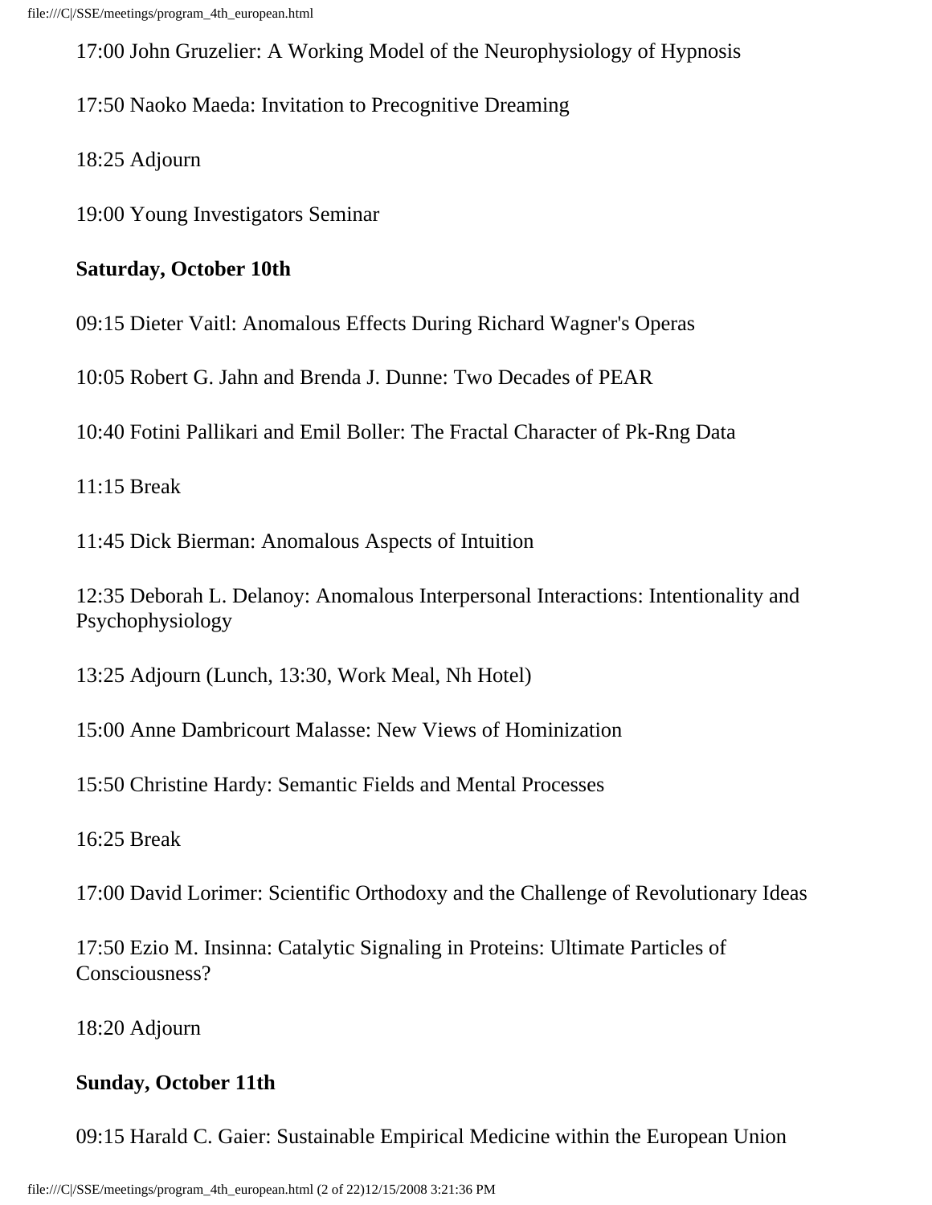17:00 John Gruzelier: A Working Model of the Neurophysiology of Hypnosis

17:50 Naoko Maeda: Invitation to Precognitive Dreaming

18:25 Adjourn

19:00 Young Investigators Seminar

**Saturday, October 10th**

09:15 Dieter Vaitl: Anomalous Effects During Richard Wagner's Operas

10:05 Robert G. Jahn and Brenda J. Dunne: Two Decades of PEAR

10:40 Fotini Pallikari and Emil Boller: The Fractal Character of Pk-Rng Data

11:15 Break

11:45 Dick Bierman: Anomalous Aspects of Intuition

12:35 Deborah L. Delanoy: Anomalous Interpersonal Interactions: Intentionality and Psychophysiology

13:25 Adjourn (Lunch, 13:30, Work Meal, Nh Hotel)

15:00 Anne Dambricourt Malasse: New Views of Hominization

15:50 Christine Hardy: Semantic Fields and Mental Processes

16:25 Break

17:00 David Lorimer: Scientific Orthodoxy and the Challenge of Revolutionary Ideas

17:50 Ezio M. Insinna: Catalytic Signaling in Proteins: Ultimate Particles of Consciousness?

18:20 Adjourn

**Sunday, October 11th**

09:15 Harald C. Gaier: Sustainable Empirical Medicine within the European Union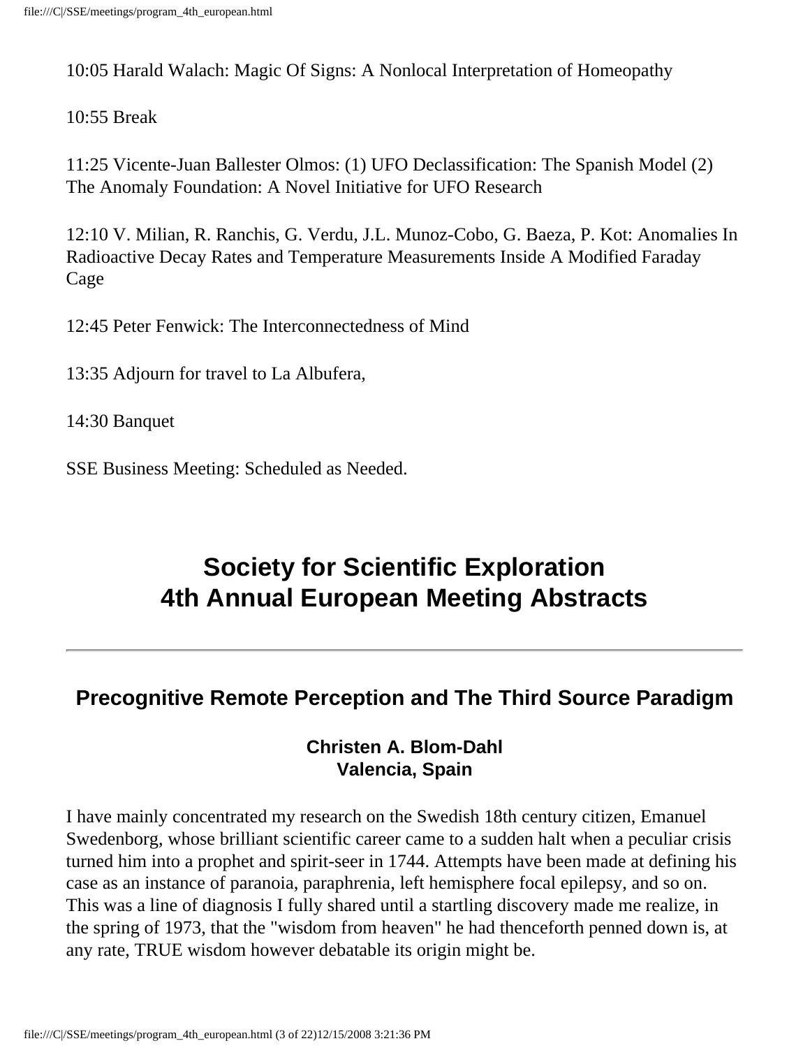10:05 Harald Walach: Magic Of Signs: A Nonlocal Interpretation of Homeopathy

10:55 Break

11:25 Vicente-Juan Ballester Olmos: (1) UFO Declassification: The Spanish Model (2) The Anomaly Foundation: A Novel Initiative for UFO Research

12:10 V. Milian, R. Ranchis, G. Verdu, J.L. Munoz-Cobo, G. Baeza, P. Kot: Anomalies In Radioactive Decay Rates and Temperature Measurements Inside A Modified Faraday Cage

12:45 Peter Fenwick: The Interconnectedness of Mind

13:35 Adjourn for travel to La Albufera,

14:30 Banquet

SSE Business Meeting: Scheduled as Needed.

# Society for Scientific Exploration 4th Annual European Meeting Abstracts

---

## Precognitive Remote Perception and The Third Source Paradigm

**Christen A. Blom-Dahl**
**Valencia, Spain**

I have mainly concentrated my research on the Swedish 18th century citizen, Emanuel Swedenborg, whose brilliant scientific career came to a sudden halt when a peculiar crisis turned him into a prophet and spirit-seer in 1744. Attempts have been made at defining his case as an instance of paranoia, paraphrenia, left hemisphere focal epilepsy, and so on. This was a line of diagnosis I fully shared until a startling discovery made me realize, in the spring of 1973, that the "wisdom from heaven" he had thenceforth penned down is, at any rate, TRUE wisdom however debatable its origin might be.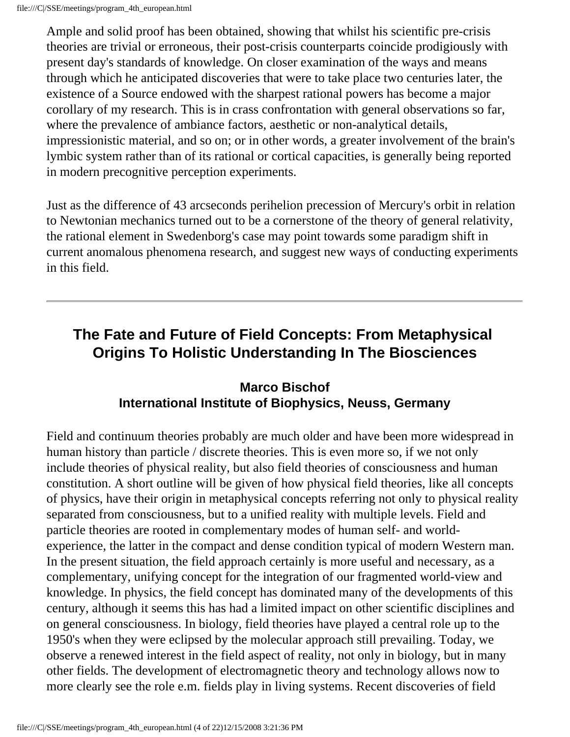Ample and solid proof has been obtained, showing that whilst his scientific pre-crisis theories are trivial or erroneous, their post-crisis counterparts coincide prodigiously with present day's standards of knowledge. On closer examination of the ways and means through which he anticipated discoveries that were to take place two centuries later, the existence of a Source endowed with the sharpest rational powers has become a major corollary of my research. This is in crass confrontation with general observations so far, where the prevalence of ambiance factors, aesthetic or non-analytical details, impressionistic material, and so on; or in other words, a greater involvement of the brain's lymbic system rather than of its rational or cortical capacities, is generally being reported in modern precognitive perception experiments.

Just as the difference of 43 arcseconds perihelion precession of Mercury's orbit in relation to Newtonian mechanics turned out to be a cornerstone of the theory of general relativity, the rational element in Swedenborg's case may point towards some paradigm shift in current anomalous phenomena research, and suggest new ways of conducting experiments in this field.

---

## The Fate and Future of Field Concepts: From Metaphysical Origins To Holistic Understanding In The Biosciences

**Marco Bischof**
**International Institute of Biophysics, Neuss, Germany**

Field and continuum theories probably are much older and have been more widespread in human history than particle / discrete theories. This is even more so, if we not only include theories of physical reality, but also field theories of consciousness and human constitution. A short outline will be given of how physical field theories, like all concepts of physics, have their origin in metaphysical concepts referring not only to physical reality separated from consciousness, but to a unified reality with multiple levels. Field and particle theories are rooted in complementary modes of human self- and world-experience, the latter in the compact and dense condition typical of modern Western man. In the present situation, the field approach certainly is more useful and necessary, as a complementary, unifying concept for the integration of our fragmented world-view and knowledge. In physics, the field concept has dominated many of the developments of this century, although it seems this has had a limited impact on other scientific disciplines and on general consciousness. In biology, field theories have played a central role up to the 1950's when they were eclipsed by the molecular approach still prevailing. Today, we observe a renewed interest in the field aspect of reality, not only in biology, but in many other fields. The development of electromagnetic theory and technology allows now to more clearly see the role e.m. fields play in living systems. Recent discoveries of field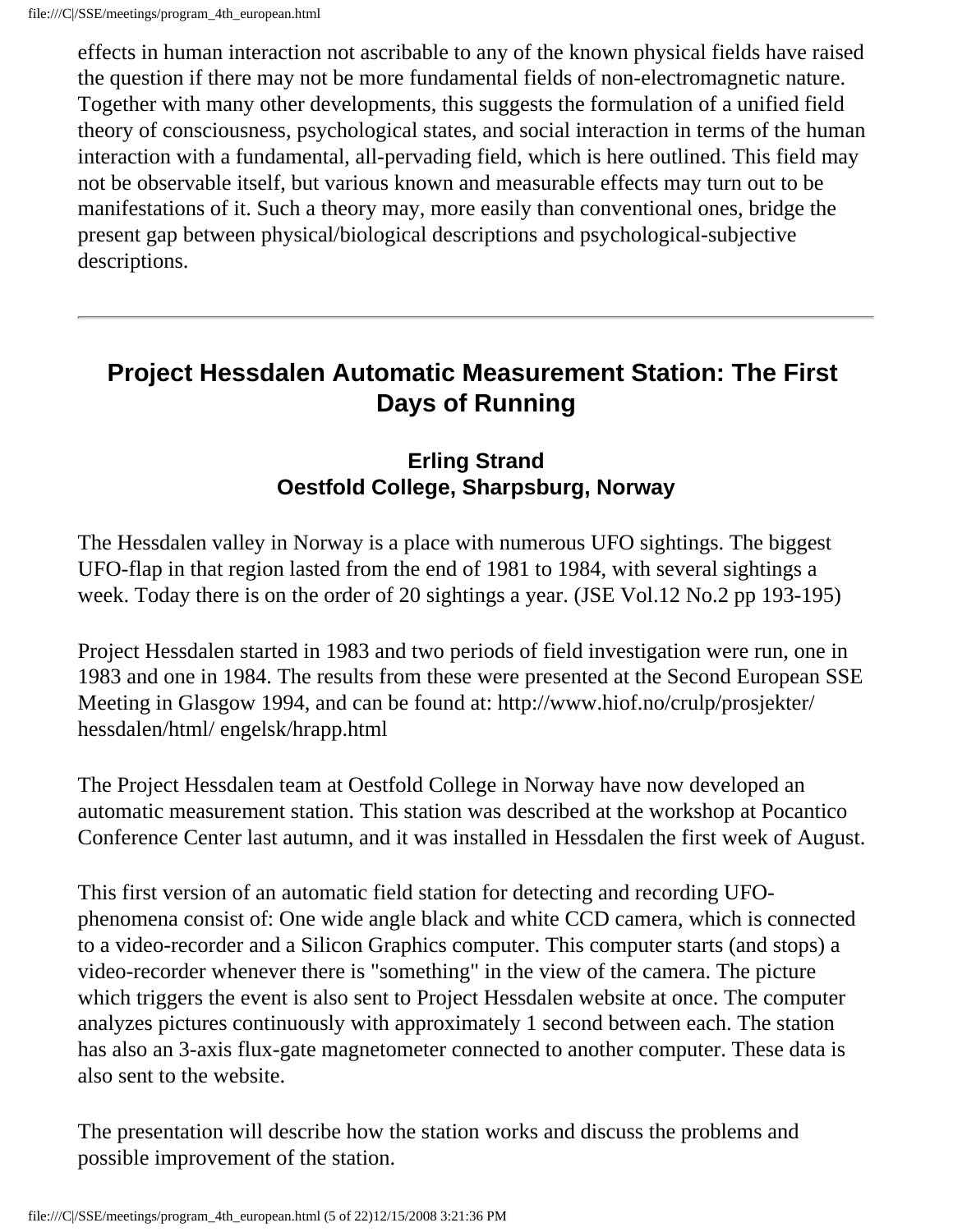effects in human interaction not ascribable to any of the known physical fields have raised the question if there may not be more fundamental fields of non-electromagnetic nature. Together with many other developments, this suggests the formulation of a unified field theory of consciousness, psychological states, and social interaction in terms of the human interaction with a fundamental, all-pervading field, which is here outlined. This field may not be observable itself, but various known and measurable effects may turn out to be manifestations of it. Such a theory may, more easily than conventional ones, bridge the present gap between physical/biological descriptions and psychological-subjective descriptions.

---

## Project Hessdalen Automatic Measurement Station: The First Days of Running

### Erling Strand
### Oestfold College, Sharpsburg, Norway

The Hessdalen valley in Norway is a place with numerous UFO sightings. The biggest UFO-flap in that region lasted from the end of 1981 to 1984, with several sightings a week. Today there is on the order of 20 sightings a year. (JSE Vol.12 No.2 pp 193-195)

Project Hessdalen started in 1983 and two periods of field investigation were run, one in 1983 and one in 1984. The results from these were presented at the Second European SSE Meeting in Glasgow 1994, and can be found at: http://www.hiof.no/crulp/prosjekter/ hessdalen/html/ engelsk/hrapp.html

The Project Hessdalen team at Oestfold College in Norway have now developed an automatic measurement station. This station was described at the workshop at Pocantico Conference Center last autumn, and it was installed in Hessdalen the first week of August.

This first version of an automatic field station for detecting and recording UFO-phenomena consist of: One wide angle black and white CCD camera, which is connected to a video-recorder and a Silicon Graphics computer. This computer starts (and stops) a video-recorder whenever there is "something" in the view of the camera. The picture which triggers the event is also sent to Project Hessdalen website at once. The computer analyzes pictures continuously with approximately 1 second between each. The station has also an 3-axis flux-gate magnetometer connected to another computer. These data is also sent to the website.

The presentation will describe how the station works and discuss the problems and possible improvement of the station.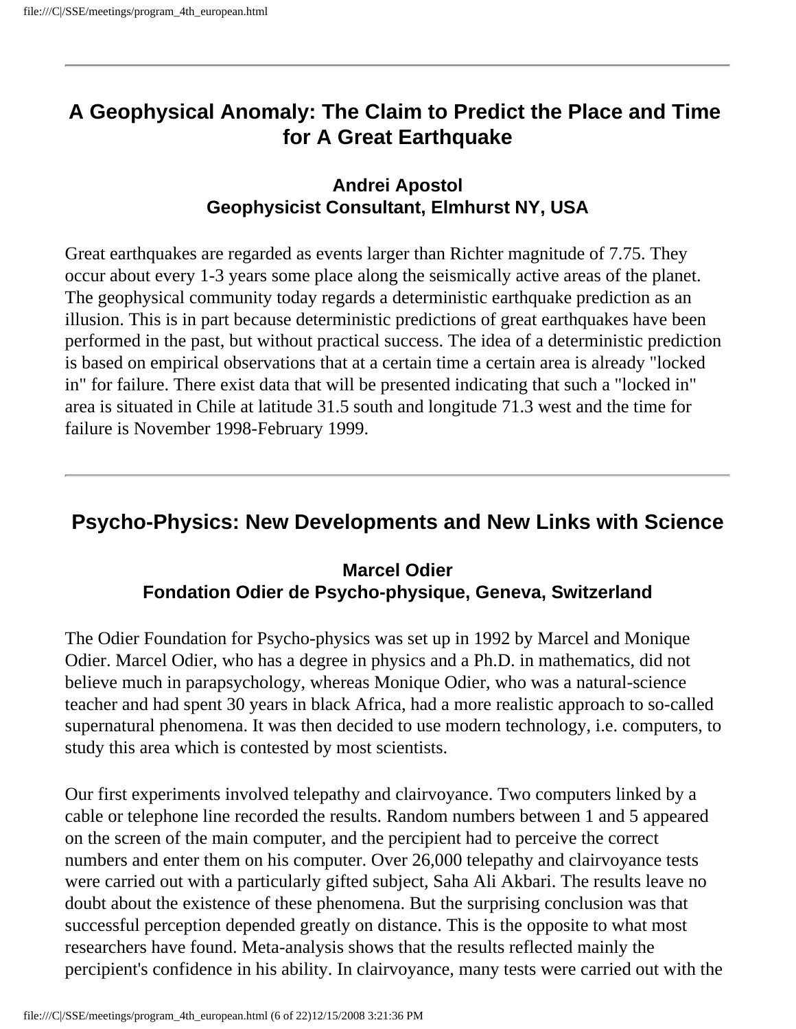---

## A Geophysical Anomaly: The Claim to Predict the Place and Time for A Great Earthquake

**Andrei Apostol**
**Geophysicist Consultant, Elmhurst NY, USA**

Great earthquakes are regarded as events larger than Richter magnitude of 7.75. They occur about every 1-3 years some place along the seismically active areas of the planet. The geophysical community today regards a deterministic earthquake prediction as an illusion. This is in part because deterministic predictions of great earthquakes have been performed in the past, but without practical success. The idea of a deterministic prediction is based on empirical observations that at a certain time a certain area is already "locked in" for failure. There exist data that will be presented indicating that such a "locked in" area is situated in Chile at latitude 31.5 south and longitude 71.3 west and the time for failure is November 1998-February 1999.

---

## Psycho-Physics: New Developments and New Links with Science

**Marcel Odier**
**Fondation Odier de Psycho-physique, Geneva, Switzerland**

The Odier Foundation for Psycho-physics was set up in 1992 by Marcel and Monique Odier. Marcel Odier, who has a degree in physics and a Ph.D. in mathematics, did not believe much in parapsychology, whereas Monique Odier, who was a natural-science teacher and had spent 30 years in black Africa, had a more realistic approach to so-called supernatural phenomena. It was then decided to use modern technology, i.e. computers, to study this area which is contested by most scientists.

Our first experiments involved telepathy and clairvoyance. Two computers linked by a cable or telephone line recorded the results. Random numbers between 1 and 5 appeared on the screen of the main computer, and the percipient had to perceive the correct numbers and enter them on his computer. Over 26,000 telepathy and clairvoyance tests were carried out with a particularly gifted subject, Saha Ali Akbari. The results leave no doubt about the existence of these phenomena. But the surprising conclusion was that successful perception depended greatly on distance. This is the opposite to what most researchers have found. Meta-analysis shows that the results reflected mainly the percipient's confidence in his ability. In clairvoyance, many tests were carried out with the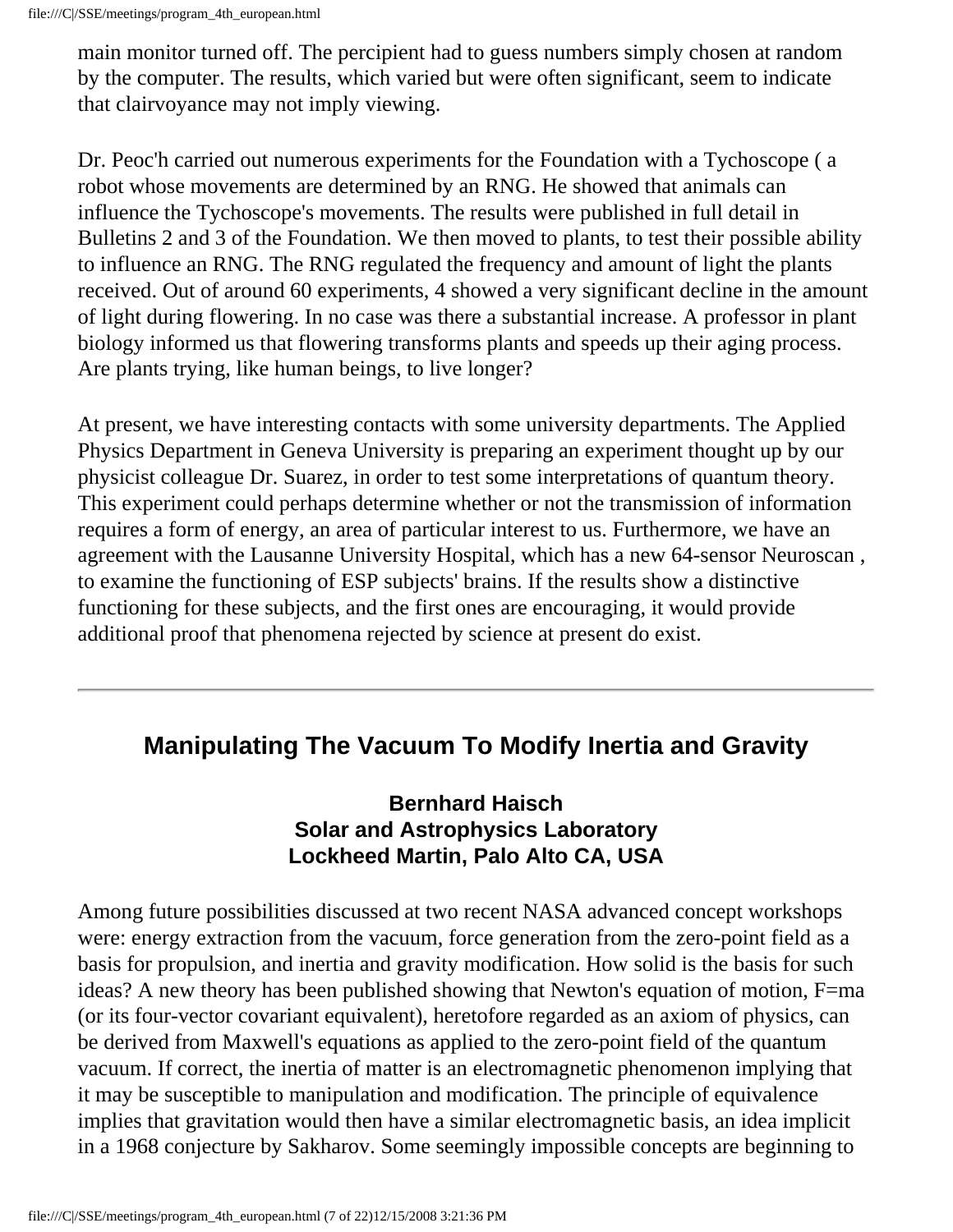main monitor turned off. The percipient had to guess numbers simply chosen at random by the computer. The results, which varied but were often significant, seem to indicate that clairvoyance may not imply viewing.

Dr. Peoc'h carried out numerous experiments for the Foundation with a Tychoscope ( a robot whose movements are determined by an RNG. He showed that animals can influence the Tychoscope's movements. The results were published in full detail in Bulletins 2 and 3 of the Foundation. We then moved to plants, to test their possible ability to influence an RNG. The RNG regulated the frequency and amount of light the plants received. Out of around 60 experiments, 4 showed a very significant decline in the amount of light during flowering. In no case was there a substantial increase. A professor in plant biology informed us that flowering transforms plants and speeds up their aging process. Are plants trying, like human beings, to live longer?

At present, we have interesting contacts with some university departments. The Applied Physics Department in Geneva University is preparing an experiment thought up by our physicist colleague Dr. Suarez, in order to test some interpretations of quantum theory. This experiment could perhaps determine whether or not the transmission of information requires a form of energy, an area of particular interest to us. Furthermore, we have an agreement with the Lausanne University Hospital, which has a new 64-sensor Neuroscan , to examine the functioning of ESP subjects' brains. If the results show a distinctive functioning for these subjects, and the first ones are encouraging, it would provide additional proof that phenomena rejected by science at present do exist.

---

## Manipulating The Vacuum To Modify Inertia and Gravity

**Bernhard Haisch**
**Solar and Astrophysics Laboratory**
**Lockheed Martin, Palo Alto CA, USA**

Among future possibilities discussed at two recent NASA advanced concept workshops were: energy extraction from the vacuum, force generation from the zero-point field as a basis for propulsion, and inertia and gravity modification. How solid is the basis for such ideas? A new theory has been published showing that Newton's equation of motion, $F=ma$ (or its four-vector covariant equivalent), heretofore regarded as an axiom of physics, can be derived from Maxwell's equations as applied to the zero-point field of the quantum vacuum. If correct, the inertia of matter is an electromagnetic phenomenon implying that it may be susceptible to manipulation and modification. The principle of equivalence implies that gravitation would then have a similar electromagnetic basis, an idea implicit in a 1968 conjecture by Sakharov. Some seemingly impossible concepts are beginning to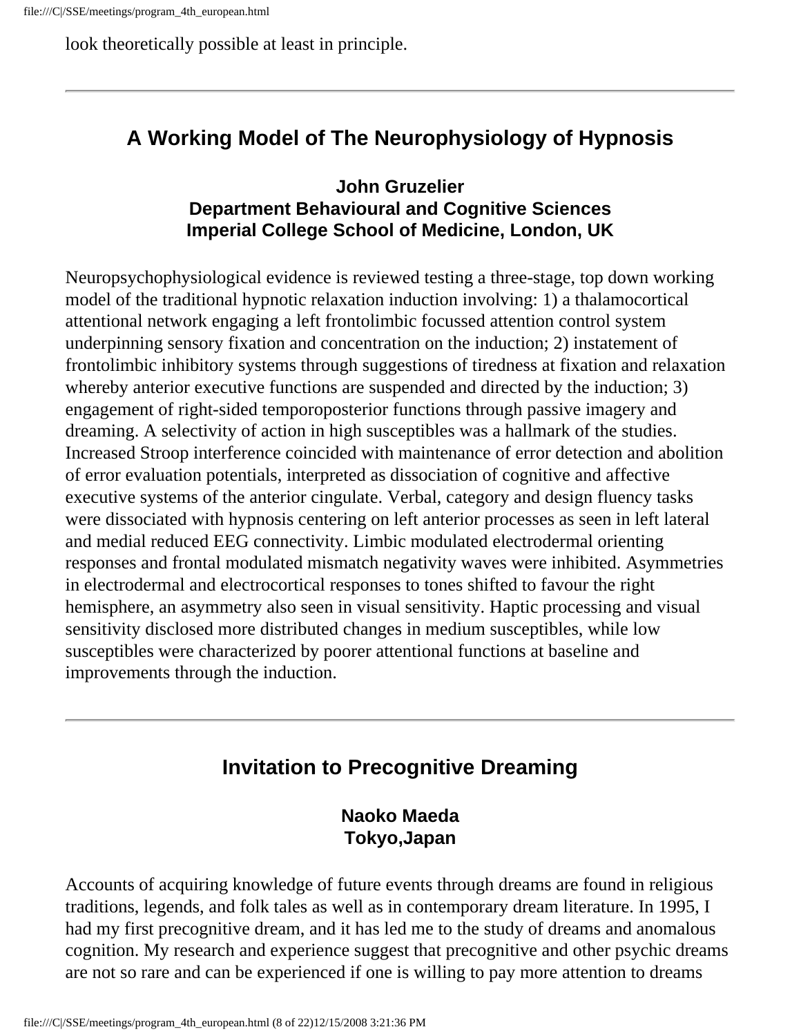look theoretically possible at least in principle.

---

## A Working Model of The Neurophysiology of Hypnosis

**John Gruzelier**
**Department Behavioural and Cognitive Sciences**
**Imperial College School of Medicine, London, UK**

Neuropsychophysiological evidence is reviewed testing a three-stage, top down working model of the traditional hypnotic relaxation induction involving: 1) a thalamocortical attentional network engaging a left frontolimbic focussed attention control system underpinning sensory fixation and concentration on the induction; 2) instatement of frontolimbic inhibitory systems through suggestions of tiredness at fixation and relaxation whereby anterior executive functions are suspended and directed by the induction; 3) engagement of right-sided temporoposterior functions through passive imagery and dreaming. A selectivity of action in high susceptibles was a hallmark of the studies. Increased Stroop interference coincided with maintenance of error detection and abolition of error evaluation potentials, interpreted as dissociation of cognitive and affective executive systems of the anterior cingulate. Verbal, category and design fluency tasks were dissociated with hypnosis centering on left anterior processes as seen in left lateral and medial reduced EEG connectivity. Limbic modulated electrodermal orienting responses and frontal modulated mismatch negativity waves were inhibited. Asymmetries in electrodermal and electrocortical responses to tones shifted to favour the right hemisphere, an asymmetry also seen in visual sensitivity. Haptic processing and visual sensitivity disclosed more distributed changes in medium susceptibles, while low susceptibles were characterized by poorer attentional functions at baseline and improvements through the induction.

---

## Invitation to Precognitive Dreaming

**Naoko Maeda**
**Tokyo,Japan**

Accounts of acquiring knowledge of future events through dreams are found in religious traditions, legends, and folk tales as well as in contemporary dream literature. In 1995, I had my first precognitive dream, and it has led me to the study of dreams and anomalous cognition. My research and experience suggest that precognitive and other psychic dreams are not so rare and can be experienced if one is willing to pay more attention to dreams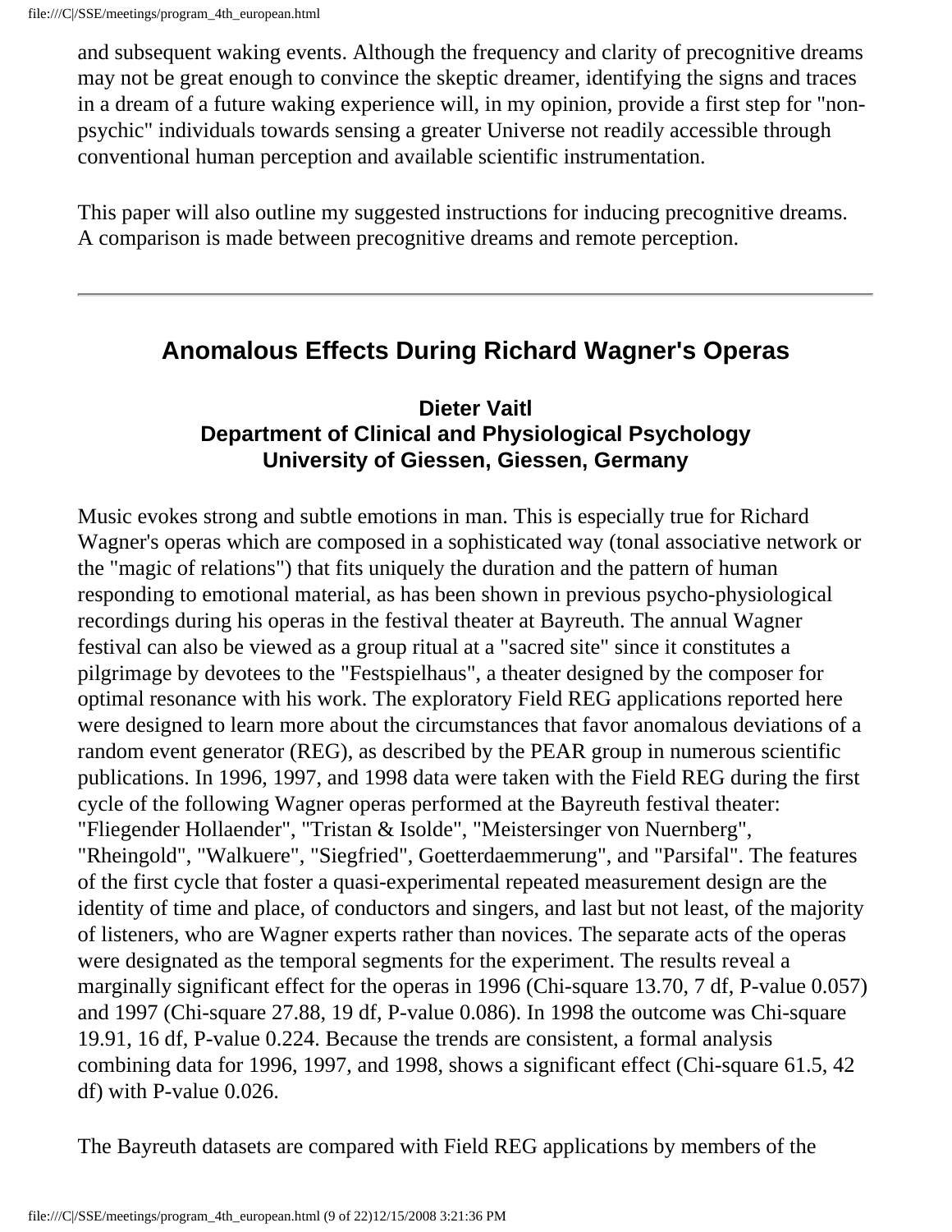and subsequent waking events. Although the frequency and clarity of precognitive dreams may not be great enough to convince the skeptic dreamer, identifying the signs and traces in a dream of a future waking experience will, in my opinion, provide a first step for "non-psychic" individuals towards sensing a greater Universe not readily accessible through conventional human perception and available scientific instrumentation.

This paper will also outline my suggested instructions for inducing precognitive dreams. A comparison is made between precognitive dreams and remote perception.

---

## Anomalous Effects During Richard Wagner's Operas

**Dieter Vaitl**
**Department of Clinical and Physiological Psychology**
**University of Giessen, Giessen, Germany**

Music evokes strong and subtle emotions in man. This is especially true for Richard Wagner's operas which are composed in a sophisticated way (tonal associative network or the "magic of relations") that fits uniquely the duration and the pattern of human responding to emotional material, as has been shown in previous psycho-physiological recordings during his operas in the festival theater at Bayreuth. The annual Wagner festival can also be viewed as a group ritual at a "sacred site" since it constitutes a pilgrimage by devotees to the "Festspielhaus", a theater designed by the composer for optimal resonance with his work. The exploratory Field REG applications reported here were designed to learn more about the circumstances that favor anomalous deviations of a random event generator (REG), as described by the PEAR group in numerous scientific publications. In 1996, 1997, and 1998 data were taken with the Field REG during the first cycle of the following Wagner operas performed at the Bayreuth festival theater: "Fliegender Hollaender", "Tristan & Isolde", "Meistersinger von Nuernberg", "Rheingold", "Walkuere", "Siegfried", Goetterdaemmerung", and "Parsifal". The features of the first cycle that foster a quasi-experimental repeated measurement design are the identity of time and place, of conductors and singers, and last but not least, of the majority of listeners, who are Wagner experts rather than novices. The separate acts of the operas were designated as the temporal segments for the experiment. The results reveal a marginally significant effect for the operas in 1996 (Chi-square 13.70, 7 df, P-value 0.057) and 1997 (Chi-square 27.88, 19 df, P-value 0.086). In 1998 the outcome was Chi-square 19.91, 16 df, P-value 0.224. Because the trends are consistent, a formal analysis combining data for 1996, 1997, and 1998, shows a significant effect (Chi-square 61.5, 42 df) with P-value 0.026.

The Bayreuth datasets are compared with Field REG applications by members of the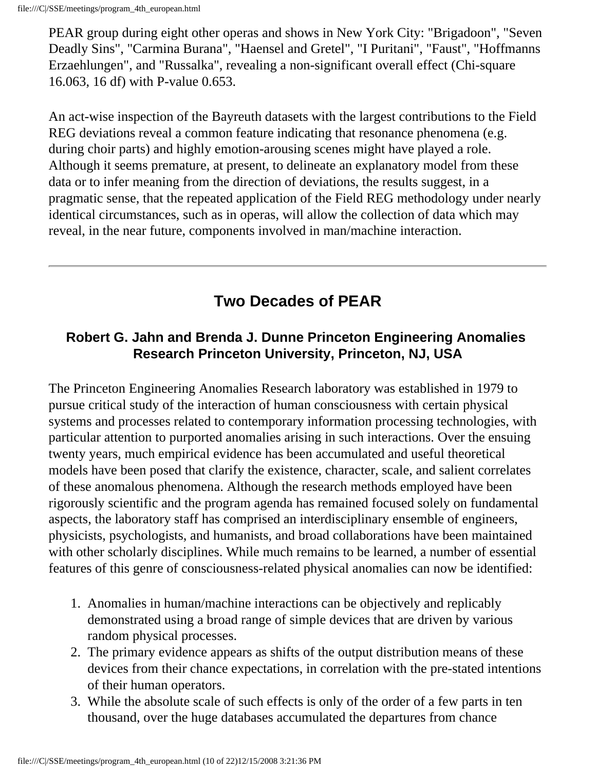PEAR group during eight other operas and shows in New York City: "Brigadoon", "Seven Deadly Sins", "Carmina Burana", "Haensel and Gretel", "I Puritani", "Faust", "Hoffmanns Erzaehlungen", and "Russalka", revealing a non-significant overall effect (Chi-square 16.063, 16 df) with P-value 0.653.

An act-wise inspection of the Bayreuth datasets with the largest contributions to the Field REG deviations reveal a common feature indicating that resonance phenomena (e.g. during choir parts) and highly emotion-arousing scenes might have played a role. Although it seems premature, at present, to delineate an explanatory model from these data or to infer meaning from the direction of deviations, the results suggest, in a pragmatic sense, that the repeated application of the Field REG methodology under nearly identical circumstances, such as in operas, will allow the collection of data which may reveal, in the near future, components involved in man/machine interaction.

---

## Two Decades of PEAR

### Robert G. Jahn and Brenda J. Dunne Princeton Engineering Anomalies Research Princeton University, Princeton, NJ, USA

The Princeton Engineering Anomalies Research laboratory was established in 1979 to pursue critical study of the interaction of human consciousness with certain physical systems and processes related to contemporary information processing technologies, with particular attention to purported anomalies arising in such interactions. Over the ensuing twenty years, much empirical evidence has been accumulated and useful theoretical models have been posed that clarify the existence, character, scale, and salient correlates of these anomalous phenomena. Although the research methods employed have been rigorously scientific and the program agenda has remained focused solely on fundamental aspects, the laboratory staff has comprised an interdisciplinary ensemble of engineers, physicists, psychologists, and humanists, and broad collaborations have been maintained with other scholarly disciplines. While much remains to be learned, a number of essential features of this genre of consciousness-related physical anomalies can now be identified:

1. Anomalies in human/machine interactions can be objectively and replicably demonstrated using a broad range of simple devices that are driven by various random physical processes.
2. The primary evidence appears as shifts of the output distribution means of these devices from their chance expectations, in correlation with the pre-stated intentions of their human operators.
3. While the absolute scale of such effects is only of the order of a few parts in ten thousand, over the huge databases accumulated the departures from chance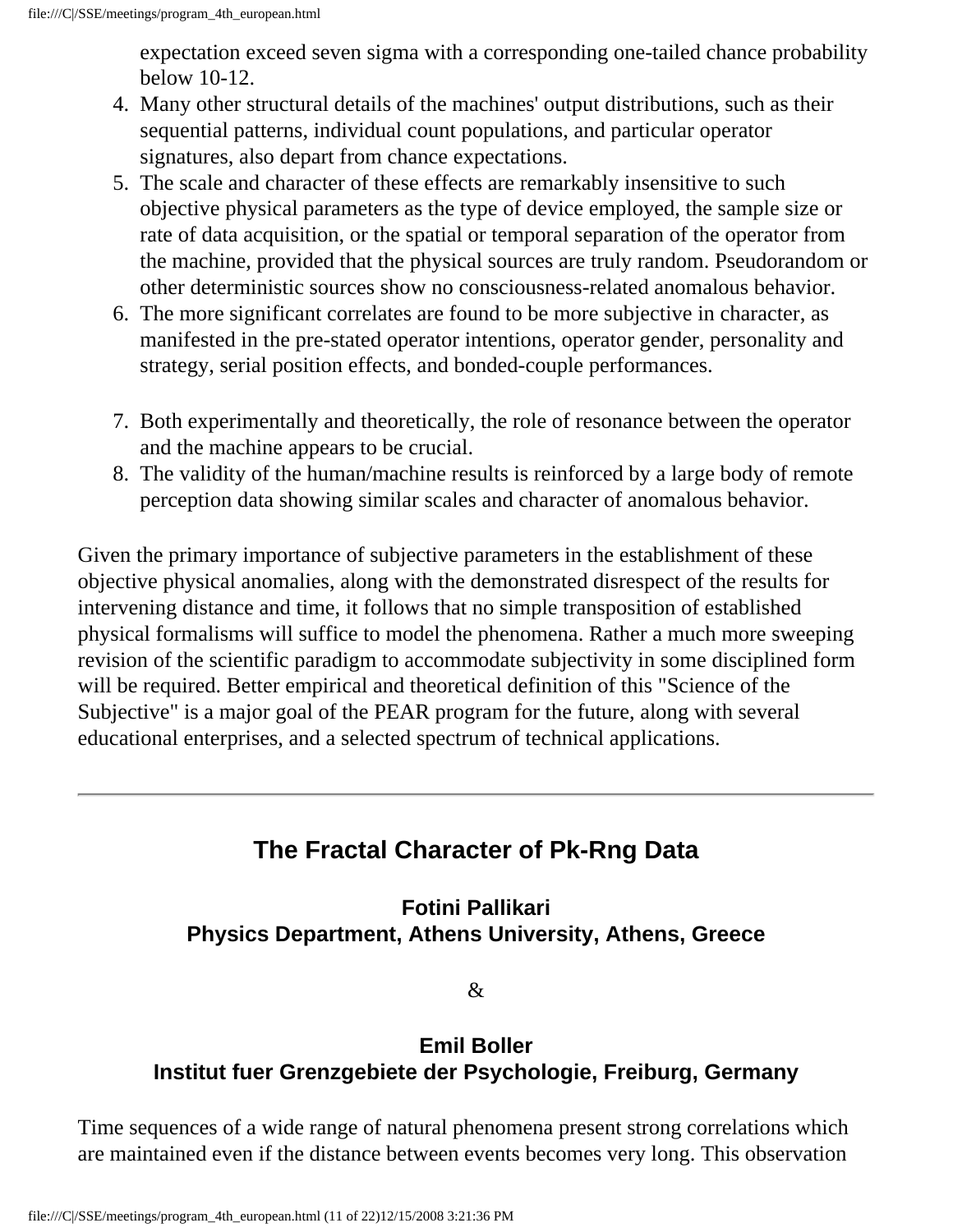expectation exceed seven sigma with a corresponding one-tailed chance probability below 10-12.

4. Many other structural details of the machines' output distributions, such as their sequential patterns, individual count populations, and particular operator signatures, also depart from chance expectations.
5. The scale and character of these effects are remarkably insensitive to such objective physical parameters as the type of device employed, the sample size or rate of data acquisition, or the spatial or temporal separation of the operator from the machine, provided that the physical sources are truly random. Pseudorandom or other deterministic sources show no consciousness-related anomalous behavior.
6. The more significant correlates are found to be more subjective in character, as manifested in the pre-stated operator intentions, operator gender, personality and strategy, serial position effects, and bonded-couple performances.
7. Both experimentally and theoretically, the role of resonance between the operator and the machine appears to be crucial.
8. The validity of the human/machine results is reinforced by a large body of remote perception data showing similar scales and character of anomalous behavior.

Given the primary importance of subjective parameters in the establishment of these objective physical anomalies, along with the demonstrated disrespect of the results for intervening distance and time, it follows that no simple transposition of established physical formalisms will suffice to model the phenomena. Rather a much more sweeping revision of the scientific paradigm to accommodate subjectivity in some disciplined form will be required. Better empirical and theoretical definition of this "Science of the Subjective" is a major goal of the PEAR program for the future, along with several educational enterprises, and a selected spectrum of technical applications.

---

## The Fractal Character of Pk-Rng Data

**Fotini Pallikari**
**Physics Department, Athens University, Athens, Greece**

&

**Emil Boller**
**Institut fuer Grenzgebiete der Psychologie, Freiburg, Germany**

Time sequences of a wide range of natural phenomena present strong correlations which are maintained even if the distance between events becomes very long. This observation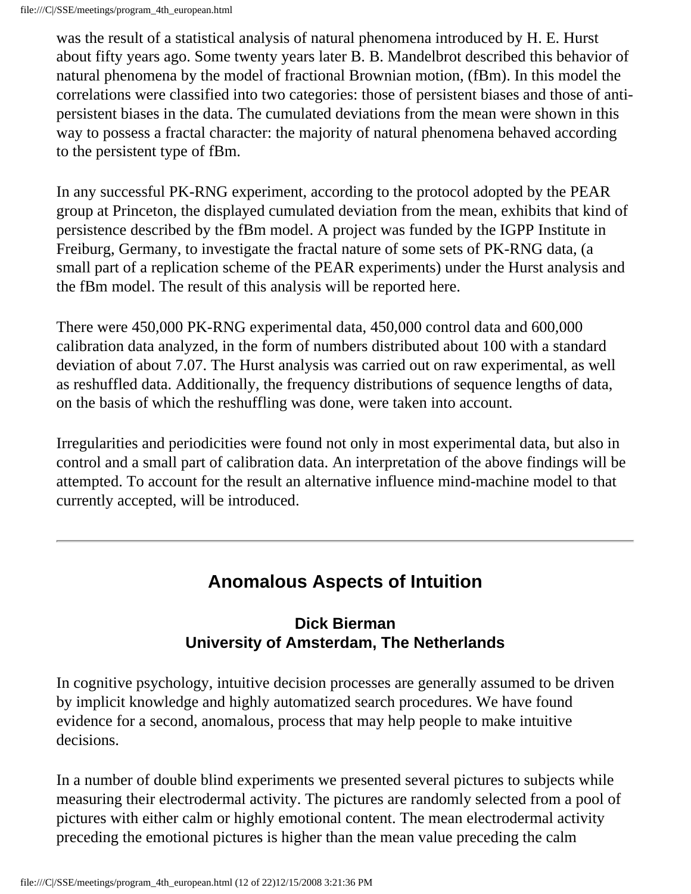was the result of a statistical analysis of natural phenomena introduced by H. E. Hurst about fifty years ago. Some twenty years later B. B. Mandelbrot described this behavior of natural phenomena by the model of fractional Brownian motion, (fBm). In this model the correlations were classified into two categories: those of persistent biases and those of anti-persistent biases in the data. The cumulated deviations from the mean were shown in this way to possess a fractal character: the majority of natural phenomena behaved according to the persistent type of fBm.

In any successful PK-RNG experiment, according to the protocol adopted by the PEAR group at Princeton, the displayed cumulated deviation from the mean, exhibits that kind of persistence described by the fBm model. A project was funded by the IGPP Institute in Freiburg, Germany, to investigate the fractal nature of some sets of PK-RNG data, (a small part of a replication scheme of the PEAR experiments) under the Hurst analysis and the fBm model. The result of this analysis will be reported here.

There were 450,000 PK-RNG experimental data, 450,000 control data and 600,000 calibration data analyzed, in the form of numbers distributed about 100 with a standard deviation of about 7.07. The Hurst analysis was carried out on raw experimental, as well as reshuffled data. Additionally, the frequency distributions of sequence lengths of data, on the basis of which the reshuffling was done, were taken into account.

Irregularities and periodicities were found not only in most experimental data, but also in control and a small part of calibration data. An interpretation of the above findings will be attempted. To account for the result an alternative influence mind-machine model to that currently accepted, will be introduced.

---

## Anomalous Aspects of Intuition

**Dick Bierman**
**University of Amsterdam, The Netherlands**

In cognitive psychology, intuitive decision processes are generally assumed to be driven by implicit knowledge and highly automatized search procedures. We have found evidence for a second, anomalous, process that may help people to make intuitive decisions.

In a number of double blind experiments we presented several pictures to subjects while measuring their electrodermal activity. The pictures are randomly selected from a pool of pictures with either calm or highly emotional content. The mean electrodermal activity preceding the emotional pictures is higher than the mean value preceding the calm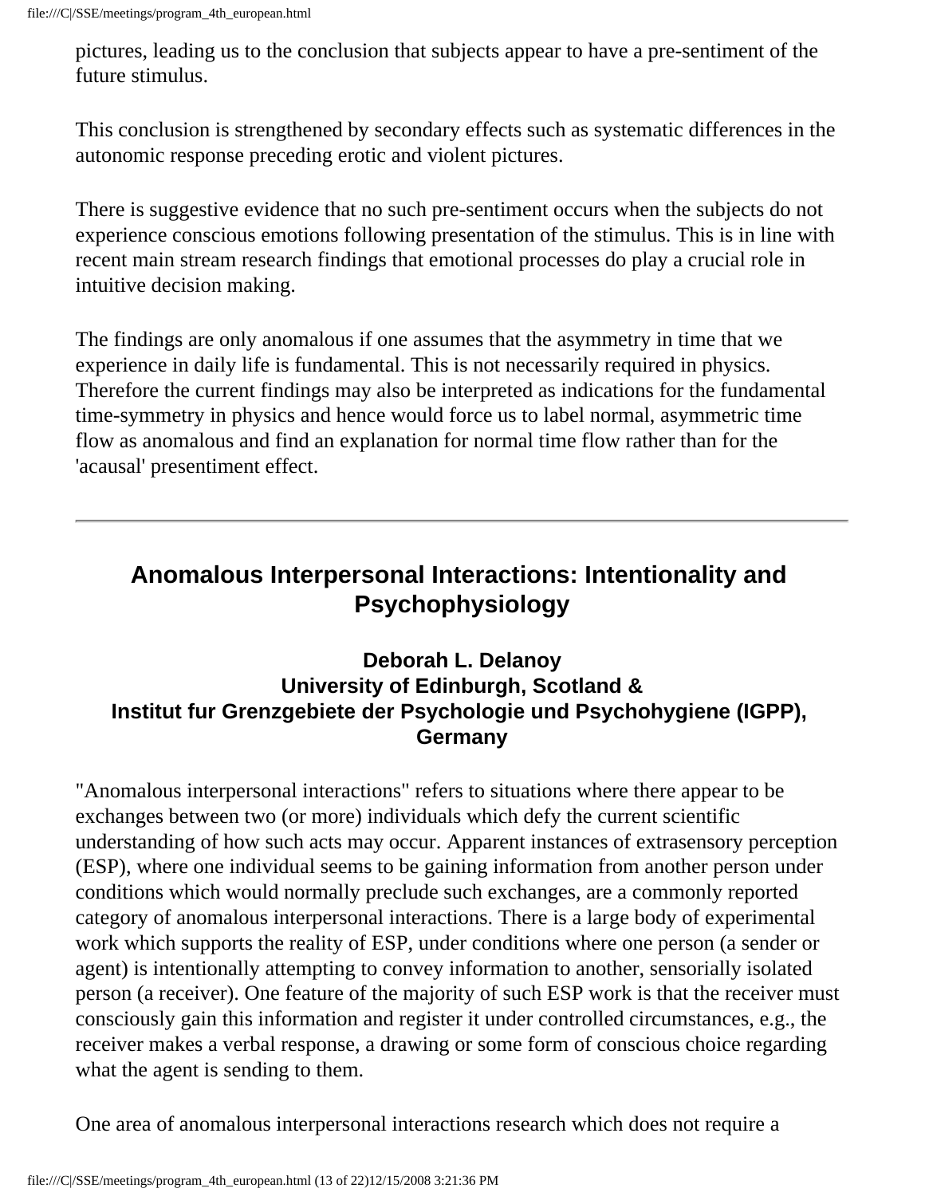pictures, leading us to the conclusion that subjects appear to have a pre-sentiment of the future stimulus.

This conclusion is strengthened by secondary effects such as systematic differences in the autonomic response preceding erotic and violent pictures.

There is suggestive evidence that no such pre-sentiment occurs when the subjects do not experience conscious emotions following presentation of the stimulus. This is in line with recent main stream research findings that emotional processes do play a crucial role in intuitive decision making.

The findings are only anomalous if one assumes that the asymmetry in time that we experience in daily life is fundamental. This is not necessarily required in physics. Therefore the current findings may also be interpreted as indications for the fundamental time-symmetry in physics and hence would force us to label normal, asymmetric time flow as anomalous and find an explanation for normal time flow rather than for the 'acausal' presentiment effect.

---

## Anomalous Interpersonal Interactions: Intentionality and Psychophysiology

**Deborah L. Delanoy**
**University of Edinburgh, Scotland &**
**Institut fur Grenzgebiete der Psychologie und Psychohygiene (IGPP), Germany**

"Anomalous interpersonal interactions" refers to situations where there appear to be exchanges between two (or more) individuals which defy the current scientific understanding of how such acts may occur. Apparent instances of extrasensory perception (ESP), where one individual seems to be gaining information from another person under conditions which would normally preclude such exchanges, are a commonly reported category of anomalous interpersonal interactions. There is a large body of experimental work which supports the reality of ESP, under conditions where one person (a sender or agent) is intentionally attempting to convey information to another, sensorially isolated person (a receiver). One feature of the majority of such ESP work is that the receiver must consciously gain this information and register it under controlled circumstances, e.g., the receiver makes a verbal response, a drawing or some form of conscious choice regarding what the agent is sending to them.

One area of anomalous interpersonal interactions research which does not require a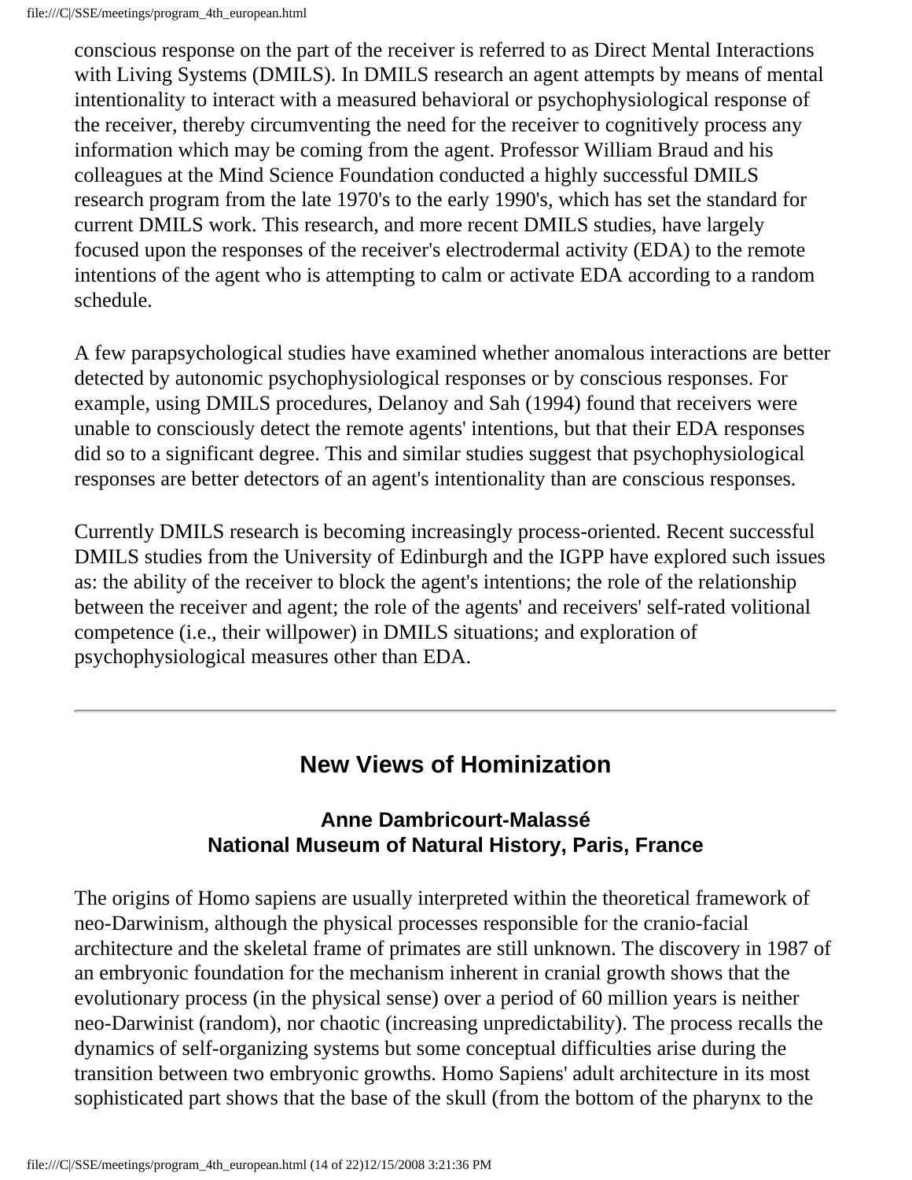conscious response on the part of the receiver is referred to as Direct Mental Interactions with Living Systems (DMILS). In DMILS research an agent attempts by means of mental intentionality to interact with a measured behavioral or psychophysiological response of the receiver, thereby circumventing the need for the receiver to cognitively process any information which may be coming from the agent. Professor William Braud and his colleagues at the Mind Science Foundation conducted a highly successful DMILS research program from the late 1970's to the early 1990's, which has set the standard for current DMILS work. This research, and more recent DMILS studies, have largely focused upon the responses of the receiver's electrodermal activity (EDA) to the remote intentions of the agent who is attempting to calm or activate EDA according to a random schedule.

A few parapsychological studies have examined whether anomalous interactions are better detected by autonomic psychophysiological responses or by conscious responses. For example, using DMILS procedures, Delanoy and Sah (1994) found that receivers were unable to consciously detect the remote agents' intentions, but that their EDA responses did so to a significant degree. This and similar studies suggest that psychophysiological responses are better detectors of an agent's intentionality than are conscious responses.

Currently DMILS research is becoming increasingly process-oriented. Recent successful DMILS studies from the University of Edinburgh and the IGPP have explored such issues as: the ability of the receiver to block the agent's intentions; the role of the relationship between the receiver and agent; the role of the agents' and receivers' self-rated volitional competence (i.e., their willpower) in DMILS situations; and exploration of psychophysiological measures other than EDA.

---

## New Views of Hominization

### Anne Dambricourt-Malassé
### National Museum of Natural History, Paris, France

The origins of Homo sapiens are usually interpreted within the theoretical framework of neo-Darwinism, although the physical processes responsible for the cranio-facial architecture and the skeletal frame of primates are still unknown. The discovery in 1987 of an embryonic foundation for the mechanism inherent in cranial growth shows that the evolutionary process (in the physical sense) over a period of 60 million years is neither neo-Darwinist (random), nor chaotic (increasing unpredictability). The process recalls the dynamics of self-organizing systems but some conceptual difficulties arise during the transition between two embryonic growths. Homo Sapiens' adult architecture in its most sophisticated part shows that the base of the skull (from the bottom of the pharynx to the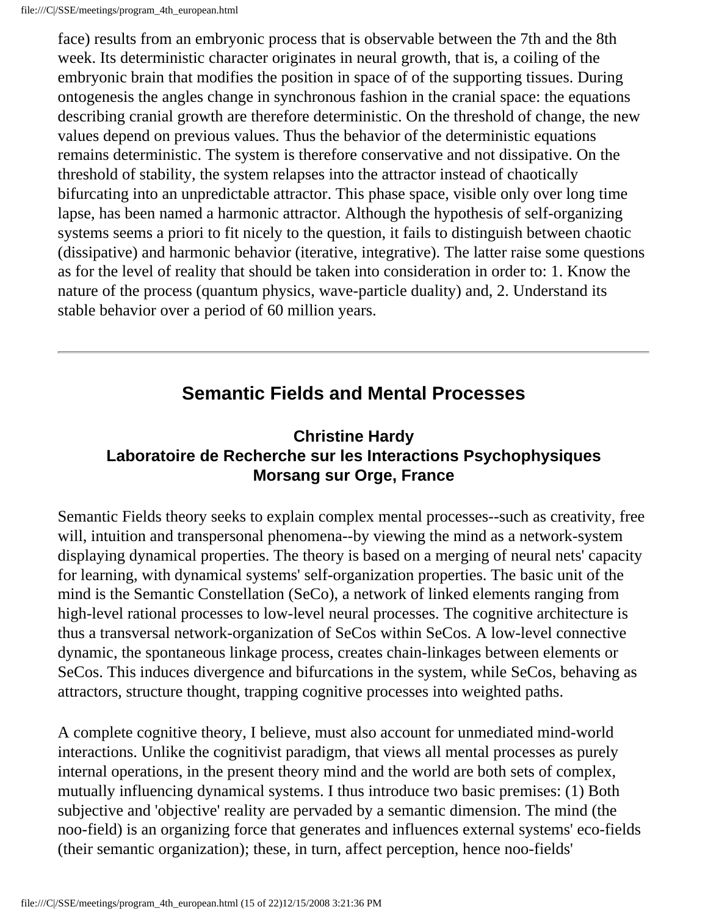face) results from an embryonic process that is observable between the 7th and the 8th week. Its deterministic character originates in neural growth, that is, a coiling of the embryonic brain that modifies the position in space of of the supporting tissues. During ontogenesis the angles change in synchronous fashion in the cranial space: the equations describing cranial growth are therefore deterministic. On the threshold of change, the new values depend on previous values. Thus the behavior of the deterministic equations remains deterministic. The system is therefore conservative and not dissipative. On the threshold of stability, the system relapses into the attractor instead of chaotically bifurcating into an unpredictable attractor. This phase space, visible only over long time lapse, has been named a harmonic attractor. Although the hypothesis of self-organizing systems seems a priori to fit nicely to the question, it fails to distinguish between chaotic (dissipative) and harmonic behavior (iterative, integrative). The latter raise some questions as for the level of reality that should be taken into consideration in order to: 1. Know the nature of the process (quantum physics, wave-particle duality) and, 2. Understand its stable behavior over a period of 60 million years.

---

## Semantic Fields and Mental Processes

### Christine Hardy
### Laboratoire de Recherche sur les Interactions Psychophysiques
### Morsang sur Orge, France

Semantic Fields theory seeks to explain complex mental processes--such as creativity, free will, intuition and transpersonal phenomena--by viewing the mind as a network-system displaying dynamical properties. The theory is based on a merging of neural nets' capacity for learning, with dynamical systems' self-organization properties. The basic unit of the mind is the Semantic Constellation (SeCo), a network of linked elements ranging from high-level rational processes to low-level neural processes. The cognitive architecture is thus a transversal network-organization of SeCos within SeCos. A low-level connective dynamic, the spontaneous linkage process, creates chain-linkages between elements or SeCos. This induces divergence and bifurcations in the system, while SeCos, behaving as attractors, structure thought, trapping cognitive processes into weighted paths.

A complete cognitive theory, I believe, must also account for unmediated mind-world interactions. Unlike the cognitivist paradigm, that views all mental processes as purely internal operations, in the present theory mind and the world are both sets of complex, mutually influencing dynamical systems. I thus introduce two basic premises: (1) Both subjective and 'objective' reality are pervaded by a semantic dimension. The mind (the noo-field) is an organizing force that generates and influences external systems' eco-fields (their semantic organization); these, in turn, affect perception, hence noo-fields'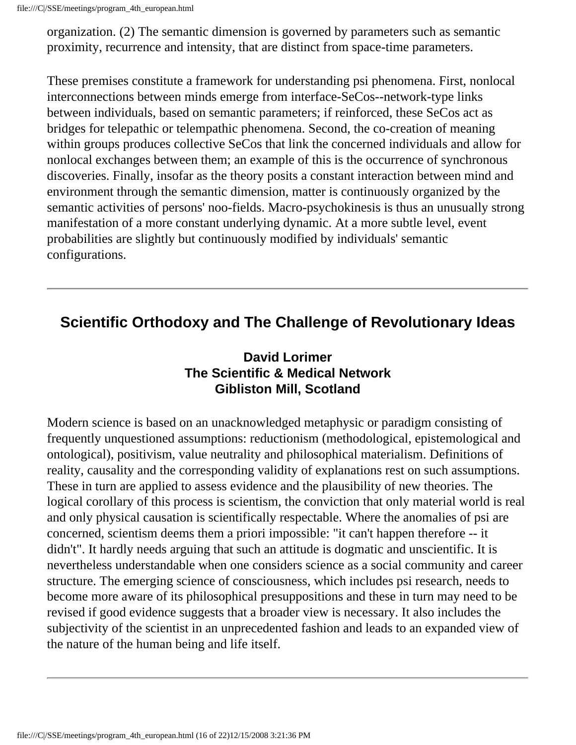organization. (2) The semantic dimension is governed by parameters such as semantic proximity, recurrence and intensity, that are distinct from space-time parameters.

These premises constitute a framework for understanding psi phenomena. First, nonlocal interconnections between minds emerge from interface-SeCos--network-type links between individuals, based on semantic parameters; if reinforced, these SeCos act as bridges for telepathic or telempathic phenomena. Second, the co-creation of meaning within groups produces collective SeCos that link the concerned individuals and allow for nonlocal exchanges between them; an example of this is the occurrence of synchronous discoveries. Finally, insofar as the theory posits a constant interaction between mind and environment through the semantic dimension, matter is continuously organized by the semantic activities of persons' noo-fields. Macro-psychokinesis is thus an unusually strong manifestation of a more constant underlying dynamic. At a more subtle level, event probabilities are slightly but continuously modified by individuals' semantic configurations.

---

## Scientific Orthodoxy and The Challenge of Revolutionary Ideas

**David Lorimer**
**The Scientific & Medical Network**
**Gibliston Mill, Scotland**

Modern science is based on an unacknowledged metaphysic or paradigm consisting of frequently unquestioned assumptions: reductionism (methodological, epistemological and ontological), positivism, value neutrality and philosophical materialism. Definitions of reality, causality and the corresponding validity of explanations rest on such assumptions. These in turn are applied to assess evidence and the plausibility of new theories. The logical corollary of this process is scientism, the conviction that only material world is real and only physical causation is scientifically respectable. Where the anomalies of psi are concerned, scientism deems them a priori impossible: "it can't happen therefore -- it didn't". It hardly needs arguing that such an attitude is dogmatic and unscientific. It is nevertheless understandable when one considers science as a social community and career structure. The emerging science of consciousness, which includes psi research, needs to become more aware of its philosophical presuppositions and these in turn may need to be revised if good evidence suggests that a broader view is necessary. It also includes the subjectivity of the scientist in an unprecedented fashion and leads to an expanded view of the nature of the human being and life itself.

---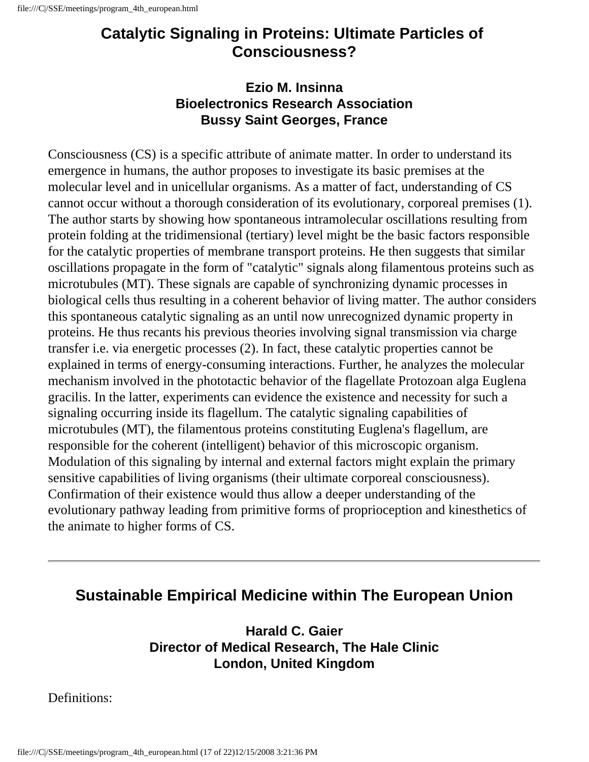## Catalytic Signaling in Proteins: Ultimate Particles of Consciousness?

### Ezio M. Insinna
### Bioelectronics Research Association
### Bussy Saint Georges, France

Consciousness (CS) is a specific attribute of animate matter. In order to understand its emergence in humans, the author proposes to investigate its basic premises at the molecular level and in unicellular organisms. As a matter of fact, understanding of CS cannot occur without a thorough consideration of its evolutionary, corporeal premises (1). The author starts by showing how spontaneous intramolecular oscillations resulting from protein folding at the tridimensional (tertiary) level might be the basic factors responsible for the catalytic properties of membrane transport proteins. He then suggests that similar oscillations propagate in the form of "catalytic" signals along filamentous proteins such as microtubules (MT). These signals are capable of synchronizing dynamic processes in biological cells thus resulting in a coherent behavior of living matter. The author considers this spontaneous catalytic signaling as an until now unrecognized dynamic property in proteins. He thus recants his previous theories involving signal transmission via charge transfer i.e. via energetic processes (2). In fact, these catalytic properties cannot be explained in terms of energy-consuming interactions. Further, he analyzes the molecular mechanism involved in the phototactic behavior of the flagellate Protozoan alga Euglena gracilis. In the latter, experiments can evidence the existence and necessity for such a signaling occurring inside its flagellum. The catalytic signaling capabilities of microtubules (MT), the filamentous proteins constituting Euglena's flagellum, are responsible for the coherent (intelligent) behavior of this microscopic organism. Modulation of this signaling by internal and external factors might explain the primary sensitive capabilities of living organisms (their ultimate corporeal consciousness). Confirmation of their existence would thus allow a deeper understanding of the evolutionary pathway leading from primitive forms of proprioception and kinesthetics of the animate to higher forms of CS.

---

## Sustainable Empirical Medicine within The European Union

### Harald C. Gaier
### Director of Medical Research, The Hale Clinic
### London, United Kingdom

Definitions: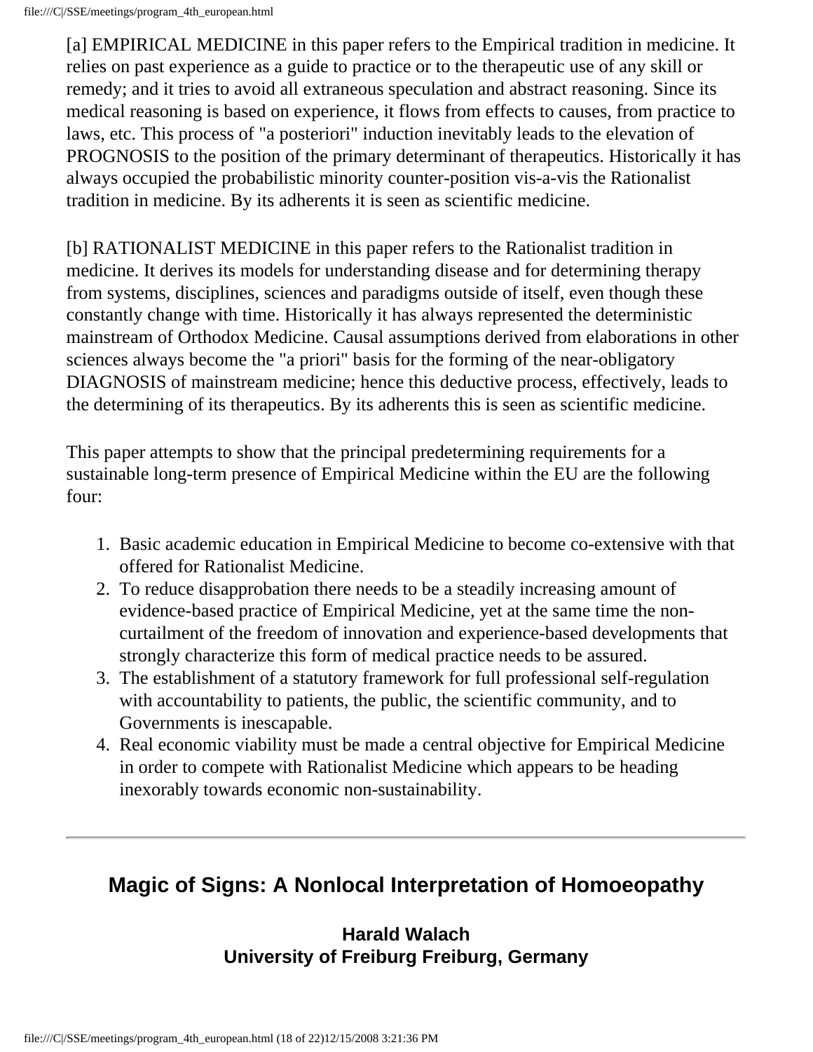[a] EMPIRICAL MEDICINE in this paper refers to the Empirical tradition in medicine. It relies on past experience as a guide to practice or to the therapeutic use of any skill or remedy; and it tries to avoid all extraneous speculation and abstract reasoning. Since its medical reasoning is based on experience, it flows from effects to causes, from practice to laws, etc. This process of "a posteriori" induction inevitably leads to the elevation of PROGNOSIS to the position of the primary determinant of therapeutics. Historically it has always occupied the probabilistic minority counter-position vis-a-vis the Rationalist tradition in medicine. By its adherents it is seen as scientific medicine.

[b] RATIONALIST MEDICINE in this paper refers to the Rationalist tradition in medicine. It derives its models for understanding disease and for determining therapy from systems, disciplines, sciences and paradigms outside of itself, even though these constantly change with time. Historically it has always represented the deterministic mainstream of Orthodox Medicine. Causal assumptions derived from elaborations in other sciences always become the "a priori" basis for the forming of the near-obligatory DIAGNOSIS of mainstream medicine; hence this deductive process, effectively, leads to the determining of its therapeutics. By its adherents this is seen as scientific medicine.

This paper attempts to show that the principal predetermining requirements for a sustainable long-term presence of Empirical Medicine within the EU are the following four:

1. Basic academic education in Empirical Medicine to become co-extensive with that offered for Rationalist Medicine.
2. To reduce disapprobation there needs to be a steadily increasing amount of evidence-based practice of Empirical Medicine, yet at the same time the non-curtailment of the freedom of innovation and experience-based developments that strongly characterize this form of medical practice needs to be assured.
3. The establishment of a statutory framework for full professional self-regulation with accountability to patients, the public, the scientific community, and to Governments is inescapable.
4. Real economic viability must be made a central objective for Empirical Medicine in order to compete with Rationalist Medicine which appears to be heading inexorably towards economic non-sustainability.

---

## Magic of Signs: A Nonlocal Interpretation of Homoeopathy

**Harald Walach**
**University of Freiburg Freiburg, Germany**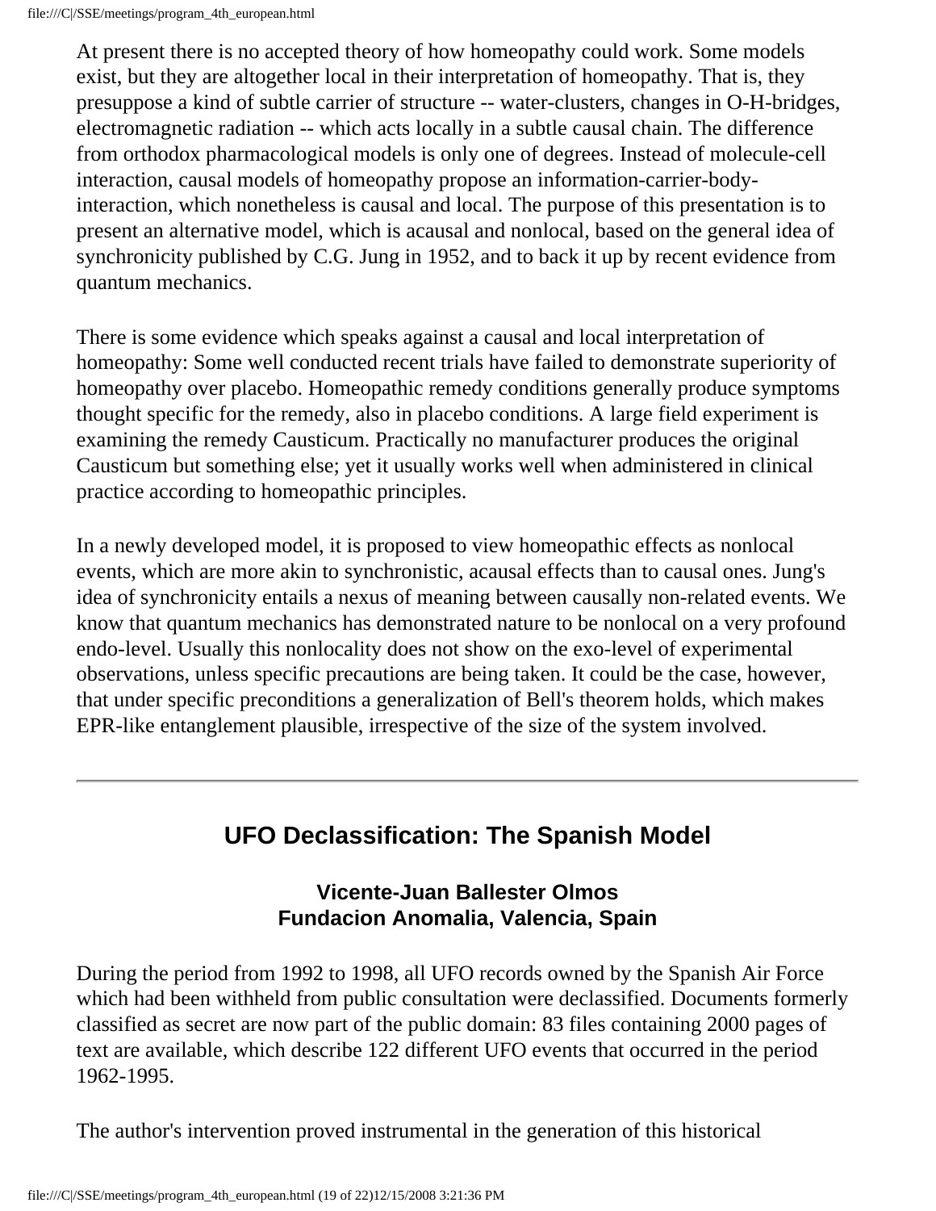At present there is no accepted theory of how homeopathy could work. Some models exist, but they are altogether local in their interpretation of homeopathy. That is, they presuppose a kind of subtle carrier of structure -- water-clusters, changes in O-H-bridges, electromagnetic radiation -- which acts locally in a subtle causal chain. The difference from orthodox pharmacological models is only one of degrees. Instead of molecule-cell interaction, causal models of homeopathy propose an information-carrier-body-interaction, which nonetheless is causal and local. The purpose of this presentation is to present an alternative model, which is acausal and nonlocal, based on the general idea of synchronicity published by C.G. Jung in 1952, and to back it up by recent evidence from quantum mechanics.

There is some evidence which speaks against a causal and local interpretation of homeopathy: Some well conducted recent trials have failed to demonstrate superiority of homeopathy over placebo. Homeopathic remedy conditions generally produce symptoms thought specific for the remedy, also in placebo conditions. A large field experiment is examining the remedy Causticum. Practically no manufacturer produces the original Causticum but something else; yet it usually works well when administered in clinical practice according to homeopathic principles.

In a newly developed model, it is proposed to view homeopathic effects as nonlocal events, which are more akin to synchronistic, acausal effects than to causal ones. Jung's idea of synchronicity entails a nexus of meaning between causally non-related events. We know that quantum mechanics has demonstrated nature to be nonlocal on a very profound endo-level. Usually this nonlocality does not show on the exo-level of experimental observations, unless specific precautions are being taken. It could be the case, however, that under specific preconditions a generalization of Bell's theorem holds, which makes EPR-like entanglement plausible, irrespective of the size of the system involved.

---

## UFO Declassification: The Spanish Model

### Vicente-Juan Ballester Olmos
### Fundacion Anomalia, Valencia, Spain

During the period from 1992 to 1998, all UFO records owned by the Spanish Air Force which had been withheld from public consultation were declassified. Documents formerly classified as secret are now part of the public domain: 83 files containing 2000 pages of text are available, which describe 122 different UFO events that occurred in the period 1962-1995.

The author's intervention proved instrumental in the generation of this historical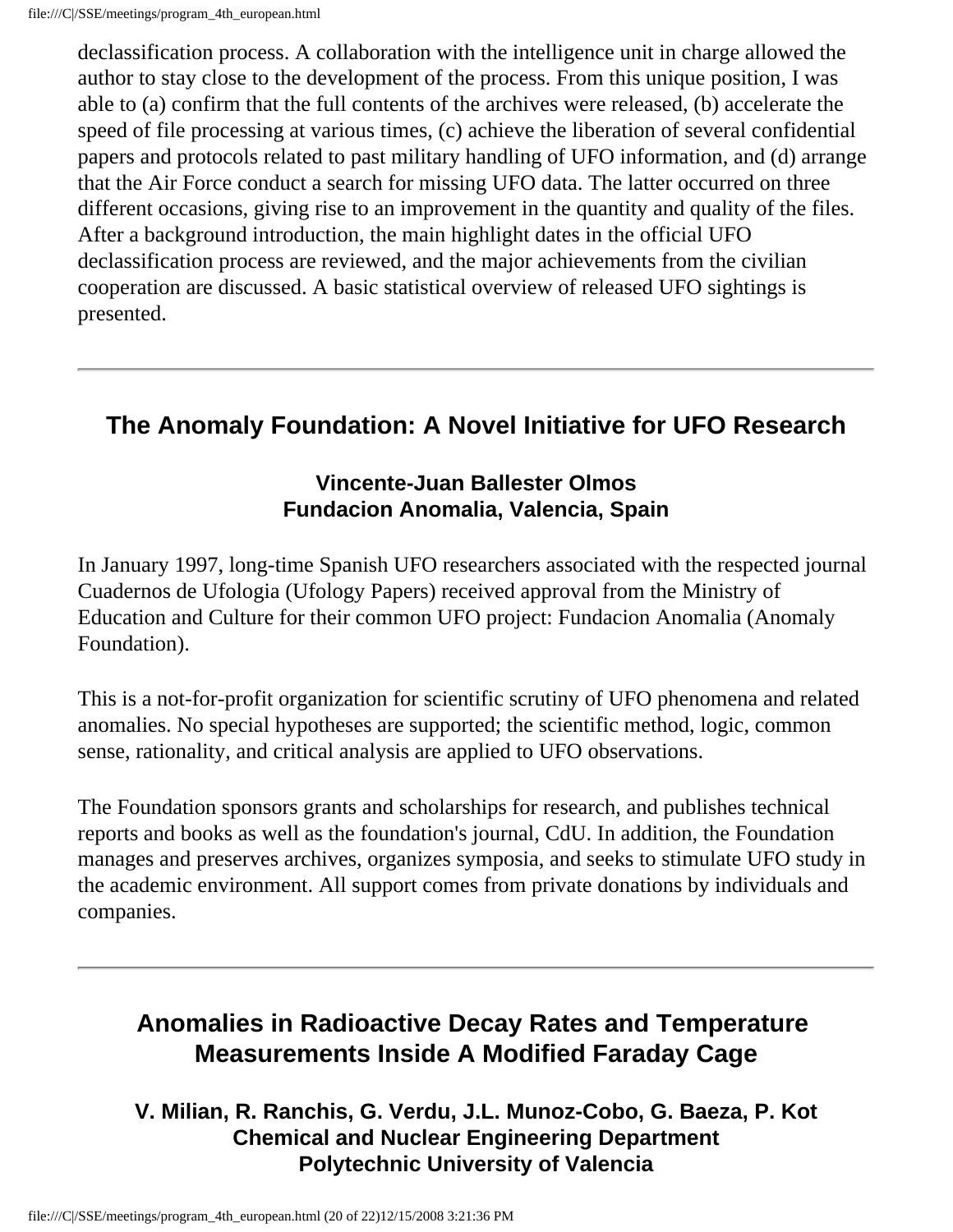declassification process. A collaboration with the intelligence unit in charge allowed the author to stay close to the development of the process. From this unique position, I was able to (a) confirm that the full contents of the archives were released, (b) accelerate the speed of file processing at various times, (c) achieve the liberation of several confidential papers and protocols related to past military handling of UFO information, and (d) arrange that the Air Force conduct a search for missing UFO data. The latter occurred on three different occasions, giving rise to an improvement in the quantity and quality of the files. After a background introduction, the main highlight dates in the official UFO declassification process are reviewed, and the major achievements from the civilian cooperation are discussed. A basic statistical overview of released UFO sightings is presented.

---

## The Anomaly Foundation: A Novel Initiative for UFO Research

**Vincente-Juan Ballester Olmos**
**Fundacion Anomalia, Valencia, Spain**

In January 1997, long-time Spanish UFO researchers associated with the respected journal Cuadernos de Ufologia (Ufology Papers) received approval from the Ministry of Education and Culture for their common UFO project: Fundacion Anomalia (Anomaly Foundation).

This is a not-for-profit organization for scientific scrutiny of UFO phenomena and related anomalies. No special hypotheses are supported; the scientific method, logic, common sense, rationality, and critical analysis are applied to UFO observations.

The Foundation sponsors grants and scholarships for research, and publishes technical reports and books as well as the foundation's journal, CdU. In addition, the Foundation manages and preserves archives, organizes symposia, and seeks to stimulate UFO study in the academic environment. All support comes from private donations by individuals and companies.

---

## Anomalies in Radioactive Decay Rates and Temperature Measurements Inside A Modified Faraday Cage

**V. Milian, R. Ranchis, G. Verdu, J.L. Munoz-Cobo, G. Baeza, P. Kot**
**Chemical and Nuclear Engineering Department**
**Polytechnic University of Valencia**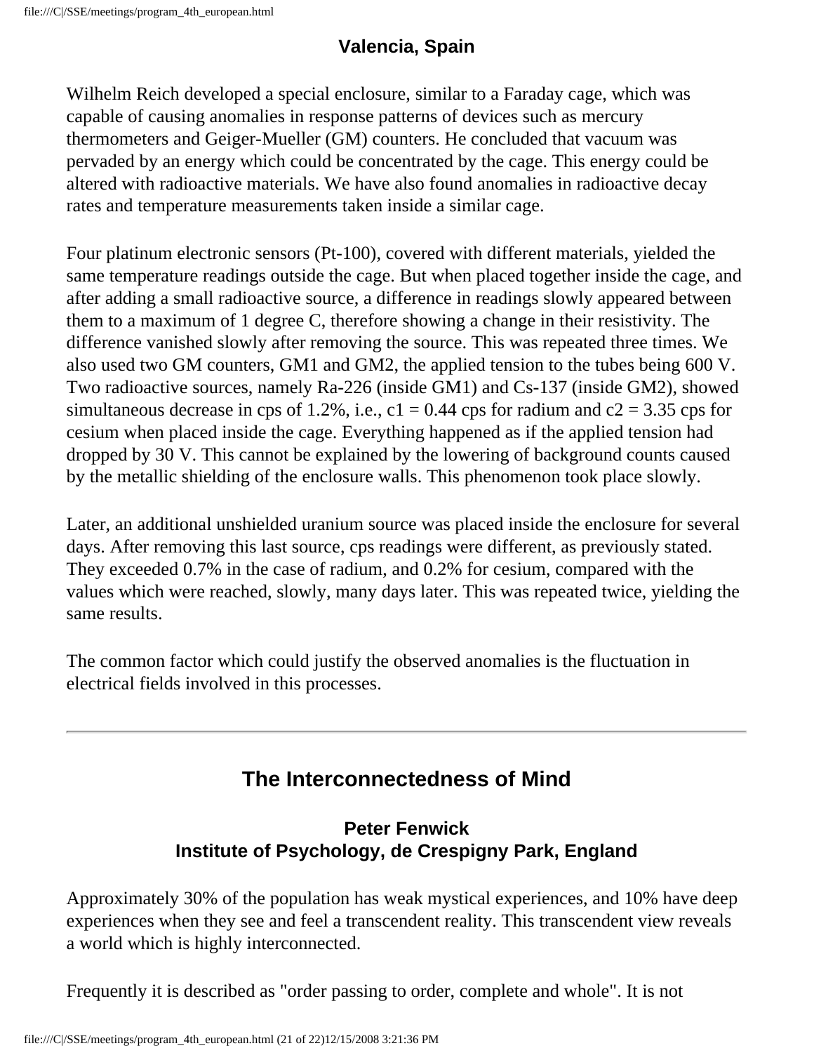**Valencia, Spain**

Wilhelm Reich developed a special enclosure, similar to a Faraday cage, which was capable of causing anomalies in response patterns of devices such as mercury thermometers and Geiger-Mueller (GM) counters. He concluded that vacuum was pervaded by an energy which could be concentrated by the cage. This energy could be altered with radioactive materials. We have also found anomalies in radioactive decay rates and temperature measurements taken inside a similar cage.

Four platinum electronic sensors (Pt-100), covered with different materials, yielded the same temperature readings outside the cage. But when placed together inside the cage, and after adding a small radioactive source, a difference in readings slowly appeared between them to a maximum of 1 degree C, therefore showing a change in their resistivity. The difference vanished slowly after removing the source. This was repeated three times. We also used two GM counters, GM1 and GM2, the applied tension to the tubes being 600 V. Two radioactive sources, namely Ra-226 (inside GM1) and Cs-137 (inside GM2), showed simultaneous decrease in cps of 1.2%, i.e., $c1 = 0.44$ cps for radium and $c2 = 3.35$ cps for cesium when placed inside the cage. Everything happened as if the applied tension had dropped by 30 V. This cannot be explained by the lowering of background counts caused by the metallic shielding of the enclosure walls. This phenomenon took place slowly.

Later, an additional unshielded uranium source was placed inside the enclosure for several days. After removing this last source, cps readings were different, as previously stated. They exceeded 0.7% in the case of radium, and 0.2% for cesium, compared with the values which were reached, slowly, many days later. This was repeated twice, yielding the same results.

The common factor which could justify the observed anomalies is the fluctuation in electrical fields involved in this processes.

---

## The Interconnectedness of Mind

**Peter Fenwick**
**Institute of Psychology, de Crespigny Park, England**

Approximately 30% of the population has weak mystical experiences, and 10% have deep experiences when they see and feel a transcendent reality. This transcendent view reveals a world which is highly interconnected.

Frequently it is described as "order passing to order, complete and whole". It is not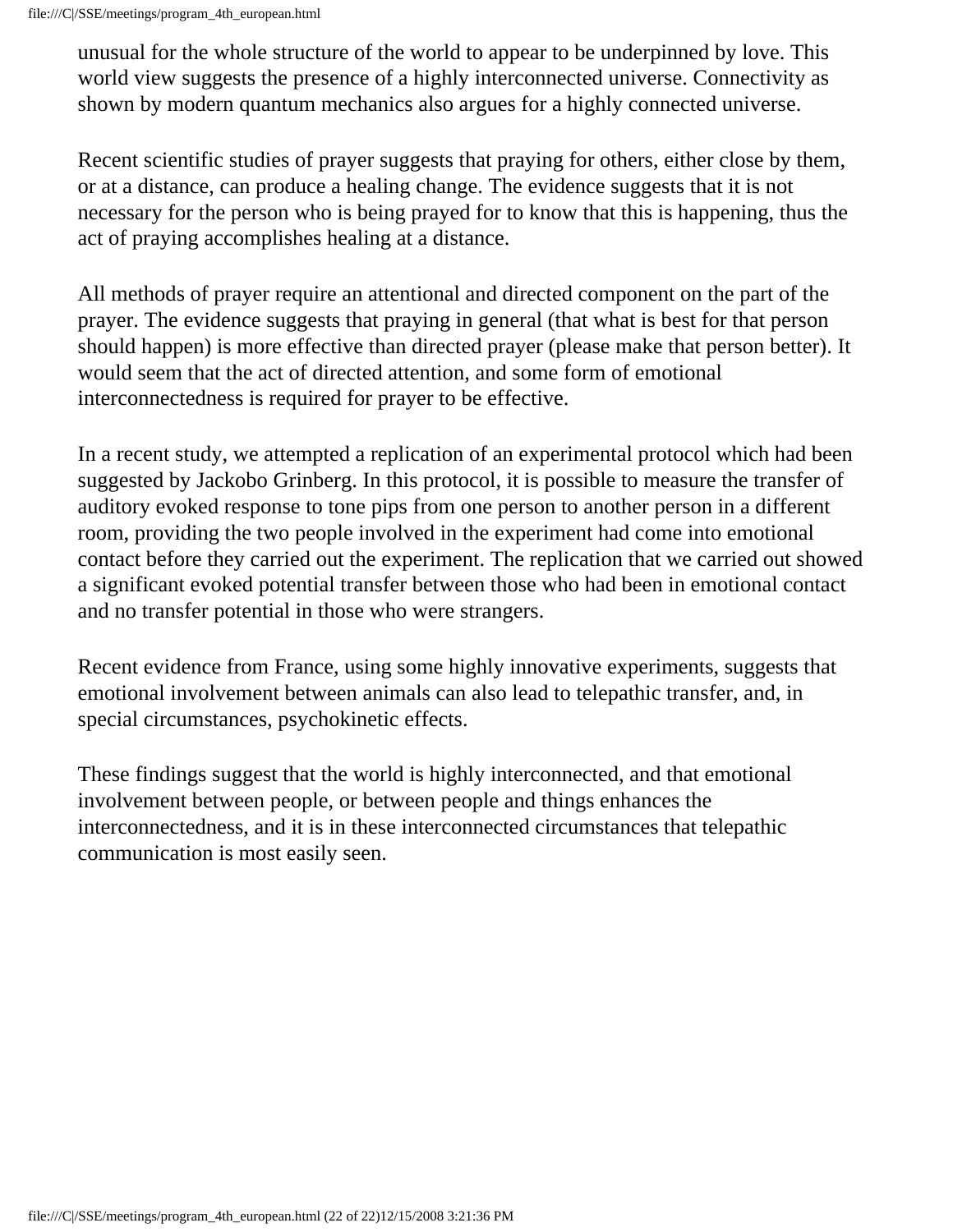unusual for the whole structure of the world to appear to be underpinned by love. This world view suggests the presence of a highly interconnected universe. Connectivity as shown by modern quantum mechanics also argues for a highly connected universe.

Recent scientific studies of prayer suggests that praying for others, either close by them, or at a distance, can produce a healing change. The evidence suggests that it is not necessary for the person who is being prayed for to know that this is happening, thus the act of praying accomplishes healing at a distance.

All methods of prayer require an attentional and directed component on the part of the prayer. The evidence suggests that praying in general (that what is best for that person should happen) is more effective than directed prayer (please make that person better). It would seem that the act of directed attention, and some form of emotional interconnectedness is required for prayer to be effective.

In a recent study, we attempted a replication of an experimental protocol which had been suggested by Jackobo Grinberg. In this protocol, it is possible to measure the transfer of auditory evoked response to tone pips from one person to another person in a different room, providing the two people involved in the experiment had come into emotional contact before they carried out the experiment. The replication that we carried out showed a significant evoked potential transfer between those who had been in emotional contact and no transfer potential in those who were strangers.

Recent evidence from France, using some highly innovative experiments, suggests that emotional involvement between animals can also lead to telepathic transfer, and, in special circumstances, psychokinetic effects.

These findings suggest that the world is highly interconnected, and that emotional involvement between people, or between people and things enhances the interconnectedness, and it is in these interconnected circumstances that telepathic communication is most easily seen.